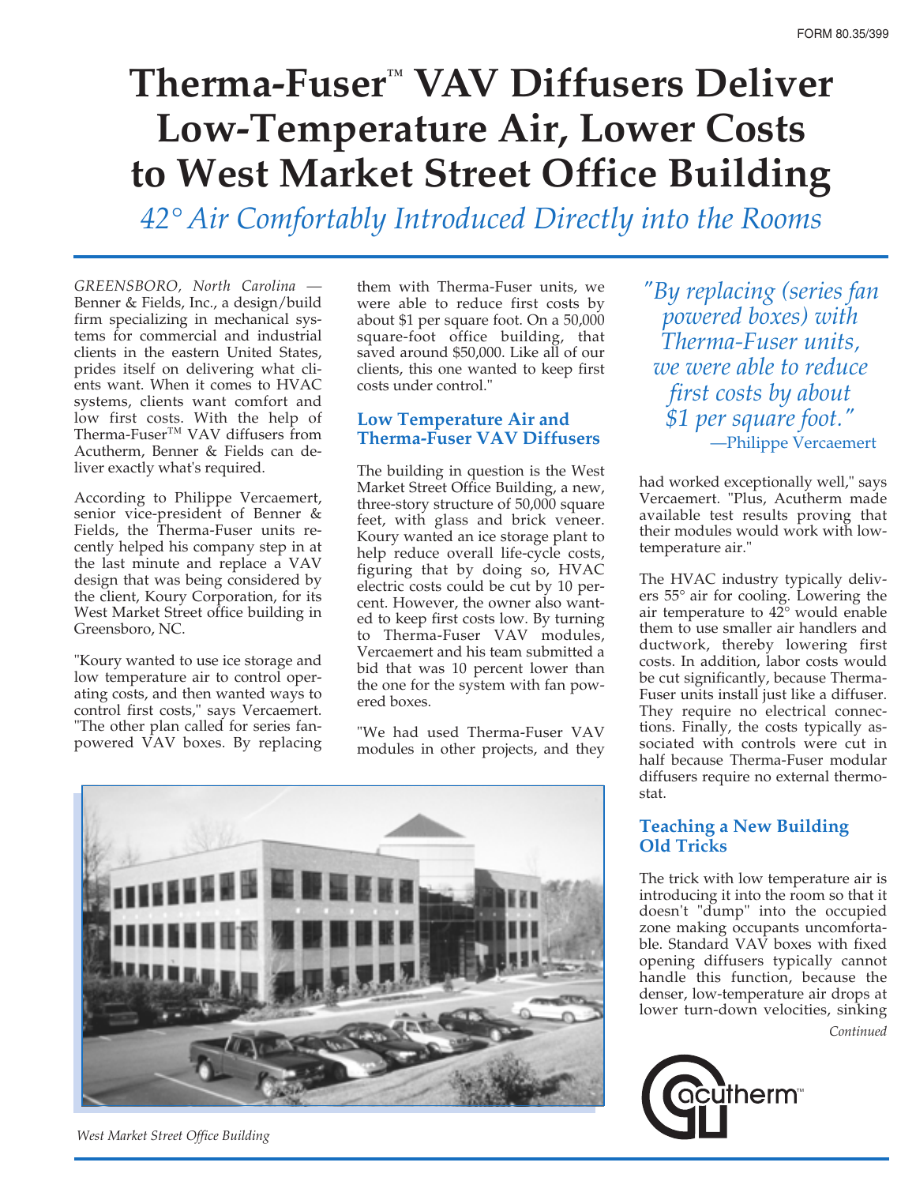FORM 80.35/399

# Therma-Fuser™ VAV Diffusers Deliver Low-Temperature Air, Lower Costs to West Market Street Office Building

*42° Air Comfortably Introduced Directly into the Rooms*

*GREENSBORO, North Carolina* — Benner & Fields, Inc., a design/build firm specializing in mechanical systems for commercial and industrial clients in the eastern United States, prides itself on delivering what clients want. When it comes to HVAC systems, clients want comfort and low first costs. With the help of Therma-Fuser™ VAV diffusers from Acutherm, Benner & Fields can deliver exactly what's required.

According to Philippe Vercaemert, senior vice-president of Benner & Fields, the Therma-Fuser units recently helped his company step in at the last minute and replace a VAV design that was being considered by the client, Koury Corporation, for its West Market Street office building in Greensboro, NC.

"Koury wanted to use ice storage and low temperature air to control operating costs, and then wanted ways to control first costs," says Vercaemert. "The other plan called for series fan-powered VAV boxes. By replacing them with Therma-Fuser units, we were able to reduce first costs by about $1 per square foot. On a 50,000 square-foot office building, that saved around $50,000. Like all of our clients, this one wanted to keep first costs under control."

## Low Temperature Air and Therma-Fuser VAV Diffusers

The building in question is the West Market Street Office Building, a new, three-story structure of 50,000 square feet, with glass and brick veneer. Koury wanted an ice storage plant to help reduce overall life-cycle costs, figuring that by doing so, HVAC electric costs could be cut by 10 percent. However, the owner also wanted to keep first costs low. By turning to Therma-Fuser VAV modules, Vercaemert and his team submitted a bid that was 10 percent lower than the one for the system with fan powered boxes.

"We had used Therma-Fuser VAV modules in other projects, and they had worked exceptionally well," says Vercaemert. "Plus, Acutherm made available test results proving that their modules would work with low-temperature air."

*"By replacing (series fan powered boxes) with Therma-Fuser units, we were able to reduce first costs by about $1 per square foot."*
—Philippe Vercaemert

The HVAC industry typically delivers 55° air for cooling. Lowering the air temperature to 42° would enable them to use smaller air handlers and ductwork, thereby lowering first costs. In addition, labor costs would be cut significantly, because Therma-Fuser units install just like a diffuser. They require no electrical connections. Finally, the costs typically associated with controls were cut in half because Therma-Fuser modular diffusers require no external thermostat.

## Teaching a New Building Old Tricks

The trick with low temperature air is introducing it into the room so that it doesn't "dump" into the occupied zone making occupants uncomfortable. Standard VAV boxes with fixed opening diffusers typically cannot handle this function, because the denser, low-temperature air drops at lower turn-down velocities, sinking

*Continued*

West Market Street Office Building

acutherm™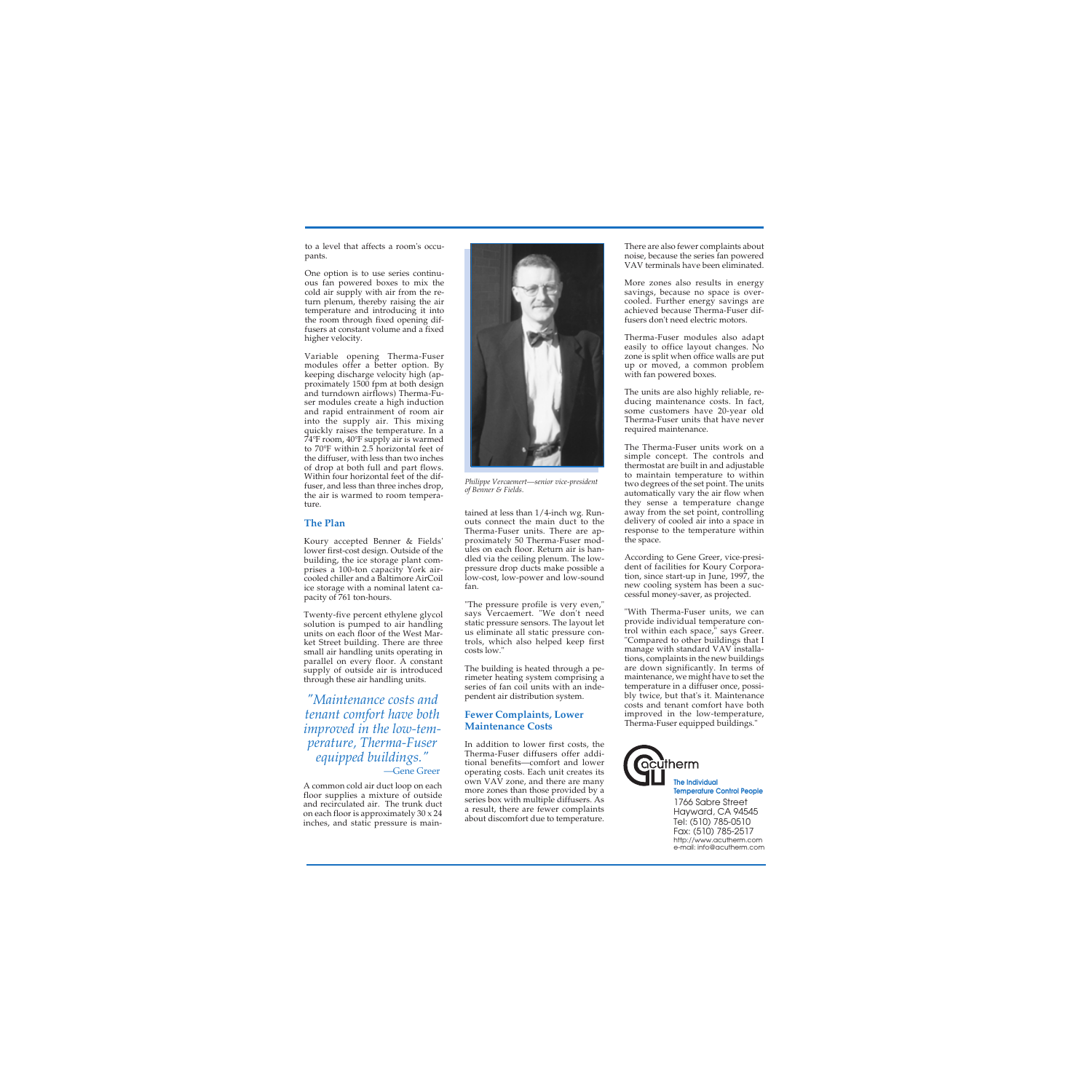to a level that affects a room's occupants.

One option is to use series continuous fan powered boxes to mix the cold air supply with air from the return plenum, thereby raising the air temperature and introducing it into the room through fixed opening diffusers at constant volume and a fixed higher velocity.

Variable opening Therma-Fuser modules offer a better option. By keeping discharge velocity high (approximately 1500 fpm at both design and turndown airflows) Therma-Fuser modules create a high induction and rapid entrainment of room air into the supply air. This mixing quickly raises the temperature. In a 74°F room, 40°F supply air is warmed to 70°F within 2.5 horizontal feet of the diffuser, with less than two inches of drop at both full and part flows. Within four horizontal feet of the diffuser, and less than three inches drop, the air is warmed to room temperature.

## The Plan

Koury accepted Benner & Fields' lower first-cost design. Outside of the building, the ice storage plant comprises a 100-ton capacity York air-cooled chiller and a Baltimore AirCoil ice storage with a nominal latent capacity of 761 ton-hours.

Twenty-five percent ethylene glycol solution is pumped to air handling units on each floor of the West Market Street building. There are three small air handling units operating in parallel on every floor. A constant supply of outside air is introduced through these air handling units.

> *"Maintenance costs and tenant comfort have both improved in the low-temperature, Therma-Fuser equipped buildings."*
> —Gene Greer

A common cold air duct loop on each floor supplies a mixture of outside and recirculated air. The trunk duct on each floor is approximately 30 x 24 inches, and static pressure is maintained at less than 1/4-inch wg. Runouts connect the main duct to the Therma-Fuser units. There are approximately 50 Therma-Fuser modules on each floor. Return air is handled via the ceiling plenum. The low-pressure drop ducts make possible a low-cost, low-power and low-sound fan.

*Philippe Vercaemert—senior vice-president of Benner & Fields.*

"The pressure profile is very even," says Vercaemert. "We don't need static pressure sensors. The layout let us eliminate all static pressure controls, which also helped keep first costs low."

The building is heated through a perimeter heating system comprising a series of fan coil units with an independent air distribution system.

## Fewer Complaints, Lower Maintenance Costs

In addition to lower first costs, the Therma-Fuser diffusers offer additional benefits—comfort and lower operating costs. Each unit creates its own VAV zone, and there are many more zones than those provided by a series box with multiple diffusers. As a result, there are fewer complaints about discomfort due to temperature. There are also fewer complaints about noise, because the series fan powered VAV terminals have been eliminated.

More zones also results in energy savings, because no space is overcooled. Further energy savings are achieved because Therma-Fuser diffusers don't need electric motors.

Therma-Fuser modules also adapt easily to office layout changes. No zone is split when office walls are put up or moved, a common problem with fan powered boxes.

The units are also highly reliable, reducing maintenance costs. In fact, some customers have 20-year old Therma-Fuser units that have never required maintenance.

The Therma-Fuser units work on a simple concept. The controls and thermostat are built in and adjustable to maintain temperature to within two degrees of the set point. The units automatically vary the air flow when they sense a temperature change away from the set point, controlling delivery of cooled air into a space in response to the temperature within the space.

According to Gene Greer, vice-president of facilities for Koury Corporation, since start-up in June, 1997, the new cooling system has been a successful money-saver, as projected.

"With Therma-Fuser units, we can provide individual temperature control within each space," says Greer. "Compared to other buildings that I manage with standard VAV installations, complaints in the new buildings are down significantly. In terms of maintenance, we might have to set the temperature in a diffuser once, possibly twice, but that's it. Maintenance costs and tenant comfort have both improved in the low-temperature, Therma-Fuser equipped buildings."

acutherm
**The Individual Temperature Control People**
1766 Sabre Street
Hayward, CA 94545
Tel: (510) 785-0510
Fax: (510) 785-2517
http://www.acutherm.com
e-mail: info@acutherm.com